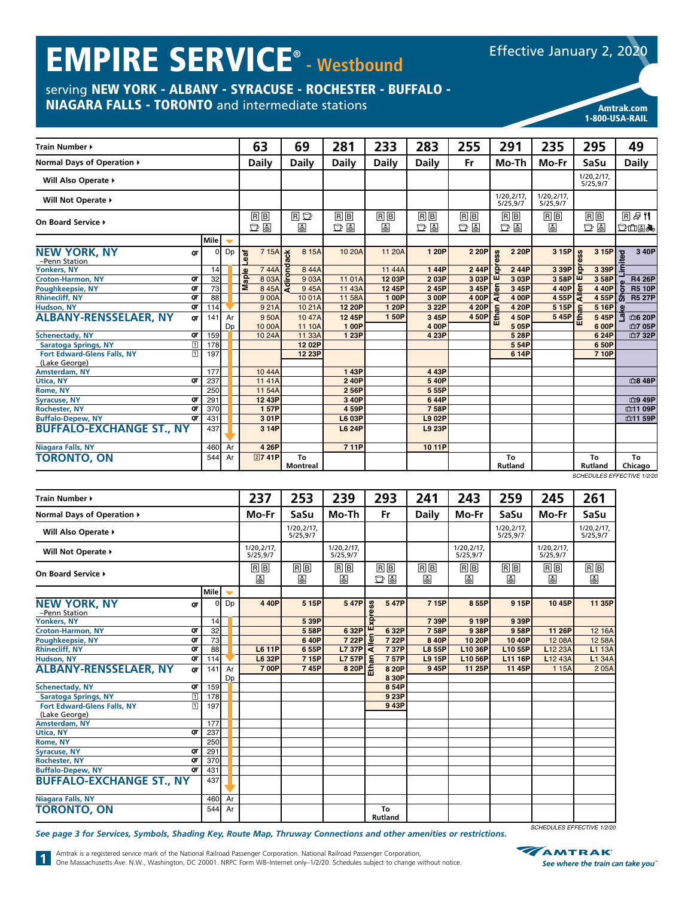# EMPIRE SERVICE® - Westbound

Effective January 2, 2020

serving **NEW YORK - ALBANY - SYRACUSE - ROCHESTER - BUFFALO - NIAGARA FALLS - TORONTO** and intermediate stations

**Amtrak.com**
**1-800-USA-RAIL**

| Train Number ▸ | | Mile | | 63 | 69 | 281 | 233 | 283 | 255 | 291 | 235 | 295 | 49 |
|---|---|---|---|---|---|---|---|---|---|---|---|---|---|
| Normal Days of Operation ▸ | | | | Daily | Daily | Daily | Daily | Daily | Fr | Mo-Th | Mo-Fr | SaSu | Daily |
| Will Also Operate ▸ | | | | | | | | | | | | 1/20,2/17, 5/25,9/7 | |
| Will Not Operate ▸ | | | | | | | | | | 1/20,2/17, 5/25,9/7 | 1/20,2/17, 5/25,9/7 | | |
| On Board Service ▸ | | | | R B | R | R B | R B | R B | R B | R B | R B | R B | R |
| | | | | Maple Leaf | Adirondack | | | | | Ethan Allen Express | | Ethan Allen Express | Lake Shore Limited |
| NEW YORK, NY –Penn Station | qt | 0 | Dp | 7 15A | 8 15A | 10 20A | 11 20A | 1 20P | 2 20P | 2 20P | 3 15P | 3 15P | 3 40P |
| Yonkers, NY | | 14 | | 7 44A | 8 44A | | 11 44A | 1 44P | 2 44P | 2 44P | 3 39P | 3 39P | |
| Croton-Harmon, NY | qt | 32 | | 8 03A | 9 03A | 11 01A | 12 03P | 2 03P | 3 03P | 3 03P | 3 58P | 3 58P | R4 26P |
| Poughkeepsie, NY | qt | 73 | | 8 45A | 9 45A | 11 43A | 12 45P | 2 45P | 3 45P | 3 45P | 4 40P | 4 40P | R5 10P |
| Rhinecliff, NY | qt | 88 | | 9 00A | 10 01A | 11 58A | 1 00P | 3 00P | 4 00P | 4 00P | 4 55P | 4 55P | R5 27P |
| Hudson, NY | qt | 114 | | 9 21A | 10 21A | 12 20P | 1 20P | 3 22P | 4 20P | 4 20P | 5 15P | 5 16P | |
| ALBANY-RENSSELAER, NY | qt | 141 | Ar | 9 50A | 10 47A | 12 45P | 1 50P | 3 45P | 4 50P | 4 50P | 5 45P | 5 45P | 6 20P |
| | | | Dp | 10 00A | 11 10A | 1 00P | | 4 00P | | 5 05P | | 6 00P | 7 05P |
| Schenectady, NY | qt | 159 | | 10 24A | 11 33A | 1 23P | | 4 23P | | 5 28P | | 6 24P | 7 32P |
| Saratoga Springs, NY | 1 | 178 | | | 12 02P | | | | | 5 54P | | 6 50P | |
| Fort Edward-Glens Falls, NY (Lake George) | 1 | 197 | | | 12 23P | | | | | 6 14P | | 7 10P | |
| Amsterdam, NY | | 177 | | 10 44A | | 1 43P | | 4 43P | | | | | |
| Utica, NY | qt | 237 | | 11 41A | | 2 40P | | 5 40P | | | | | 8 48P |
| Rome, NY | | 250 | | 11 54A | | 2 56P | | 5 55P | | | | | |
| Syracuse, NY | qt | 291 | | 12 43P | | 3 40P | | 6 44P | | | | | 9 49P |
| Rochester, NY | qt | 370 | | 1 57P | | 4 59P | | 7 58P | | | | | 11 09P |
| Buffalo-Depew, NY | qt | 431 | | 3 01P | | L6 03P | | L9 02P | | | | | 11 59P |
| BUFFALO-EXCHANGE ST., NY | | 437 | | 3 14P | | L6 24P | | L9 23P | | | | | |
| Niagara Falls, NY | | 460 | Ar | 4 26P | | 7 11P | | 10 11P | | | | | |
| TORONTO, ON | | 544 | Ar | 2 7 41P | To Montreal | | | | | To Rutland | | To Rutland | To Chicago |

SCHEDULES EFFECTIVE 1/2/20

| Train Number ▸ | | Mile | | 237 | 253 | 239 | 293 | 241 | 243 | 259 | 245 | 261 |
|---|---|---|---|---|---|---|---|---|---|---|---|---|
| Normal Days of Operation ▸ | | | | Mo-Fr | SaSu | Mo-Th | Fr | Daily | Mo-Fr | SaSu | Mo-Fr | SaSu |
| Will Also Operate ▸ | | | | | 1/20,2/17, 5/25,9/7 | | | | | 1/20,2/17, 5/25,9/7 | | 1/20,2/17, 5/25,9/7 |
| Will Not Operate ▸ | | | | 1/20,2/17, 5/25,9/7 | | 1/20,2/17, 5/25,9/7 | | | 1/20,2/17, 5/25,9/7 | | 1/20,2/17, 5/25,9/7 | |
| On Board Service ▸ | | | | R B | R B | R B | R B | R B | R B | R B | R B | R B |
| | | | | | | | Ethan Allen Express | | | | | |
| NEW YORK, NY –Penn Station | qt | 0 | Dp | 4 40P | 5 15P | 5 47P | 5 47P | 7 15P | 8 55P | 9 15P | 10 45P | 11 35P |
| Yonkers, NY | | 14 | | | 5 39P | | | 7 39P | 9 19P | 9 39P | | |
| Croton-Harmon, NY | qt | 32 | | | 5 58P | 6 32P | 6 32P | 7 58P | 9 38P | 9 58P | 11 26P | 12 16A |
| Poughkeepsie, NY | qt | 73 | | | 6 40P | 7 22P | 7 22P | 8 40P | 10 20P | 10 40P | 12 08A | 12 58A |
| Rhinecliff, NY | qt | 88 | | L6 11P | 6 55P | L7 37P | 7 37P | L8 55P | L10 36P | L10 55P | L12 23A | L1 13A |
| Hudson, NY | qt | 114 | | L6 32P | 7 15P | L7 57P | 7 57P | L9 15P | L10 56P | L11 16P | L12 43A | L1 34A |
| ALBANY-RENSSELAER, NY | qt | 141 | Ar | 7 00P | 7 45P | 8 20P | 8 20P | 9 45P | 11 25P | 11 45P | 1 15A | 2 05A |
| | | | Dp | | | | 8 30P | | | | | |
| Schenectady, NY | qt | 159 | | | | | 8 54P | | | | | |
| Saratoga Springs, NY | 1 | 178 | | | | | 9 23P | | | | | |
| Fort Edward-Glens Falls, NY (Lake George) | 1 | 197 | | | | | 9 43P | | | | | |
| Amsterdam, NY | | 177 | | | | | | | | | | |
| Utica, NY | qt | 237 | | | | | | | | | | |
| Rome, NY | | 250 | | | | | | | | | | |
| Syracuse, NY | qt | 291 | | | | | | | | | | |
| Rochester, NY | qt | 370 | | | | | | | | | | |
| Buffalo-Depew, NY | qt | 431 | | | | | | | | | | |
| BUFFALO-EXCHANGE ST., NY | | 437 | | | | | | | | | | |
| Niagara Falls, NY | | 460 | Ar | | | | | | | | | |
| TORONTO, ON | | 544 | Ar | | | | To Rutland | | | | | |

SCHEDULES EFFECTIVE 1/2/20

*See page 3 for Services, Symbols, Shading Key, Route Map, Thruway Connections and other amenities or restrictions.*

Amtrak is a registered service mark of the National Railroad Passenger Corporation. National Railroad Passenger Corporation, One Massachusetts Ave. N.W., Washington, DC 20001. NRPC Form W8–Internet only–1/2/20. Schedules subject to change without notice.

AMTRAK — See where the train can take you™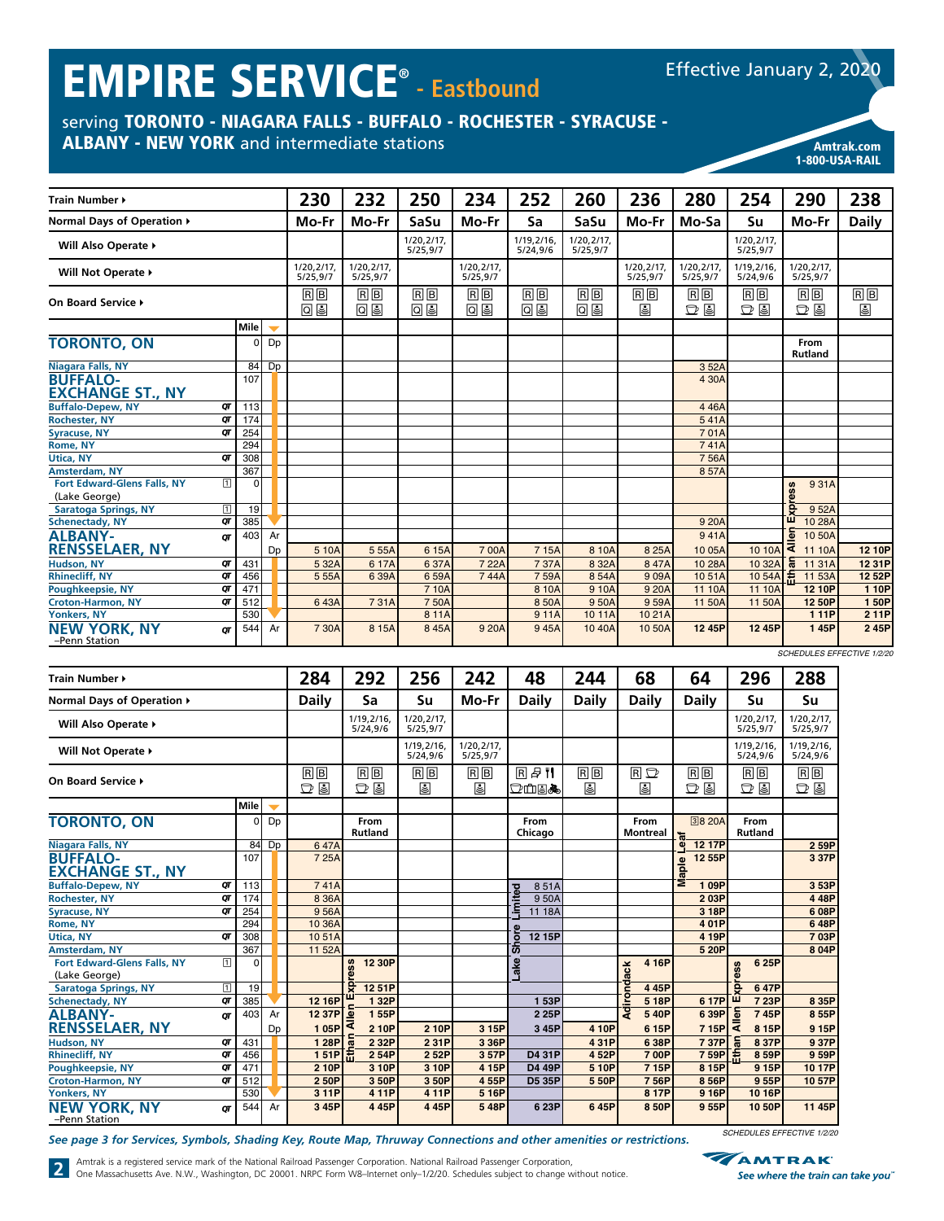# EMPIRE SERVICE® - Eastbound

Effective January 2, 2020

serving **TORONTO - NIAGARA FALLS - BUFFALO - ROCHESTER - SYRACUSE - ALBANY - NEW YORK** and intermediate stations

**Amtrak.com**
**1-800-USA-RAIL**

| Train Number ▸ | | Mile | | 230 | 232 | 250 | 234 | 252 | 260 | 236 | 280 | 254 | 290 | 238 |
|---|---|---|---|---|---|---|---|---|---|---|---|---|---|---|
| Normal Days of Operation ▸ | | | | Mo-Fr | Mo-Fr | SaSu | Mo-Fr | Sa | SaSu | Mo-Fr | Mo-Sa | Su | Mo-Fr | Daily |
| Will Also Operate ▸ | | | | | | 1/20,2/17, 5/25,9/7 | | 1/19,2/16, 5/24,9/6 | 1/20,2/17, 5/25,9/7 | | | 1/20,2/17, 5/25,9/7 | | |
| Will Not Operate ▸ | | | | 1/20,2/17, 5/25,9/7 | 1/20,2/17, 5/25,9/7 | | 1/20,2/17, 5/25,9/7 | | | 1/20,2/17, 5/25,9/7 | 1/20,2/17, 5/25,9/7 | 1/19,2/16, 5/24,9/6 | 1/20,2/17, 5/25,9/7 | |
| On Board Service ▸ | | | | R B Q | R B Q | R B Q | R B Q | R B Q | R B Q | R B | R B | R B | R B | R B |
| **TORONTO, ON** | | 0 | Dp | | | | | | | | | | From Rutland | |
| Niagara Falls, NY | | 84 | Dp | | | | | | | | 3 52A | | | |
| **BUFFALO-EXCHANGE ST., NY** | | 107 | | | | | | | | | 4 30A | | | |
| Buffalo-Depew, NY | QT | 113 | | | | | | | | | 4 46A | | | |
| Rochester, NY | QT | 174 | | | | | | | | | 5 41A | | | |
| Syracuse, NY | QT | 254 | | | | | | | | | 7 01A | | | |
| Rome, NY | | 294 | | | | | | | | | 7 41A | | | |
| Utica, NY | QT | 308 | | | | | | | | | 7 56A | | | |
| Amsterdam, NY | | 367 | | | | | | | | | 8 57A | | | |
| Fort Edward-Glens Falls, NY (Lake George) | 1 | 0 | | | | | | | | | | | Ethan Allen Express 9 31A | |
| Saratoga Springs, NY | 1 | 19 | | | | | | | | | | | 9 52A | |
| Schenectady, NY | QT | 385 | | | | | | | | | 9 20A | | 10 28A | |
| **ALBANY-RENSSELAER, NY** | QT | 403 | Ar | | | | | | | | 9 41A | | 10 50A | |
| | | | Dp | 5 10A | 5 55A | 6 15A | 7 00A | 7 15A | 8 10A | 8 25A | 10 05A | 10 10A | 11 10A | **12 10P** |
| Hudson, NY | QT | 431 | | 5 32A | 6 17A | 6 37A | 7 22A | 7 37A | 8 32A | 8 47A | 10 28A | 10 32A | 11 31A | **12 31P** |
| Rhinecliff, NY | QT | 456 | | 5 55A | 6 39A | 6 59A | 7 44A | 7 59A | 8 54A | 9 09A | 10 51A | 10 54A | 11 53A | **12 52P** |
| Poughkeepsie, NY | QT | 471 | | | | 7 10A | | 8 10A | 9 10A | 9 20A | 11 10A | 11 10A | **12 10P** | **1 10P** |
| Croton-Harmon, NY | QT | 512 | | 6 43A | 7 31A | 7 50A | | 8 50A | 9 50A | 9 59A | 11 50A | 11 50A | **12 50P** | **1 50P** |
| Yonkers, NY | | 530 | | | | 8 11A | | 9 11A | 10 11A | 10 21A | | | **1 11P** | **2 11P** |
| **NEW YORK, NY** –Penn Station | QT | 544 | Ar | 7 30A | 8 15A | 8 45A | 9 20A | 9 45A | 10 40A | 10 50A | **12 45P** | **12 45P** | **1 45P** | **2 45P** |

SCHEDULES EFFECTIVE 1/2/20

| Train Number ▸ | | Mile | | 284 | 292 | 256 | 242 | 48 | 244 | 68 | 64 | 296 | 288 |
|---|---|---|---|---|---|---|---|---|---|---|---|---|---|
| Normal Days of Operation ▸ | | | | Daily | Sa | Su | Mo-Fr | Daily | Daily | Daily | Daily | Su | Su |
| Will Also Operate ▸ | | | | | 1/19,2/16, 5/24,9/6 | 1/20,2/17, 5/25,9/7 | | | | | | 1/20,2/17, 5/25,9/7 | 1/20,2/17, 5/25,9/7 |
| Will Not Operate ▸ | | | | | | 1/19,2/16, 5/24,9/6 | 1/20,2/17, 5/25,9/7 | | | | | 1/19,2/16, 5/24,9/6 | 1/19,2/16, 5/24,9/6 |
| On Board Service ▸ | | | | R B | R B | R B | R B | R | R B | R | R B | R B | R B |
| **TORONTO, ON** | | 0 | Dp | | From Rutland | | | From Chicago | | From Montreal | 3 8 20A | From Rutland | |
| Niagara Falls, NY | | 84 | Dp | 6 47A | | | | | | | Maple Leaf 12 17P | | 2 59P |
| **BUFFALO-EXCHANGE ST., NY** | | 107 | | 7 25A | | | | | | | 12 55P | | 3 37P |
| Buffalo-Depew, NY | QT | 113 | | 7 41A | | | | Lake Shore Limited 8 51A | | | 1 09P | | 3 53P |
| Rochester, NY | QT | 174 | | 8 36A | | | | 9 50A | | | 2 03P | | 4 48P |
| Syracuse, NY | QT | 254 | | 9 56A | | | | 11 18A | | | 3 18P | | 6 08P |
| Rome, NY | | 294 | | 10 36A | | | | | | | 4 01P | | 6 48P |
| Utica, NY | QT | 308 | | 10 51A | | | | 12 15P | | | 4 19P | | 7 03P |
| Amsterdam, NY | | 367 | | 11 52A | | | | | | | 5 20P | | 8 04P |
| Fort Edward-Glens Falls, NY (Lake George) | 1 | 0 | | | Ethan Allen Express 12 30P | | | | | Adirondack 4 16P | | Ethan Allen Express 6 25P | |
| Saratoga Springs, NY | 1 | 19 | | | 12 51P | | | | | 4 45P | | 6 47P | |
| Schenectady, NY | QT | 385 | | 12 16P | 1 32P | | | 1 53P | | 5 18P | 6 17P | 7 23P | 8 35P |
| **ALBANY-RENSSELAER, NY** | QT | 403 | Ar | 12 37P | 1 55P | | | 2 25P | | 5 40P | 6 39P | 7 45P | 8 55P |
| | | | Dp | 1 05P | 2 10P | 2 10P | 3 15P | 3 45P | 4 10P | 6 15P | 7 15P | 8 15P | 9 15P |
| Hudson, NY | QT | 431 | | 1 28P | 2 32P | 2 31P | 3 36P | | 4 31P | 6 38P | 7 37P | 8 37P | 9 37P |
| Rhinecliff, NY | QT | 456 | | 1 51P | 2 54P | 2 52P | 3 57P | D4 31P | 4 52P | 7 00P | 7 59P | 8 59P | 9 59P |
| Poughkeepsie, NY | QT | 471 | | 2 10P | 3 10P | 3 10P | 4 15P | D4 49P | 5 10P | 7 15P | 8 15P | 9 15P | 10 17P |
| Croton-Harmon, NY | QT | 512 | | 2 50P | 3 50P | 3 50P | 4 55P | D5 35P | 5 50P | 7 56P | 8 56P | 9 55P | 10 57P |
| Yonkers, NY | | 530 | | 3 11P | 4 11P | 4 11P | 5 16P | | | 8 17P | 9 16P | 10 16P | |
| **NEW YORK, NY** –Penn Station | QT | 544 | Ar | 3 45P | 4 45P | 4 45P | 5 48P | 6 23P | 6 45P | 8 50P | 9 55P | 10 50P | 11 45P |

*See page 3 for Services, Symbols, Shading Key, Route Map, Thruway Connections and other amenities or restrictions.*

SCHEDULES EFFECTIVE 1/2/20

Amtrak is a registered service mark of the National Railroad Passenger Corporation. National Railroad Passenger Corporation, One Massachusetts Ave. N.W., Washington, DC 20001. NRPC Form W8–Internet only–1/2/20. Schedules subject to change without notice.

AMTRAK — See where the train can take you™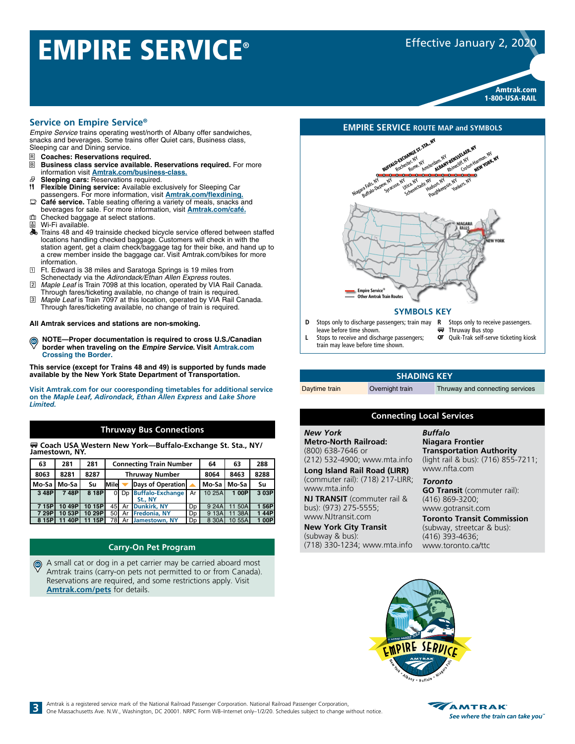# EMPIRE SERVICE®

Effective January 2, 2020

Amtrak.com
1-800-USA-RAIL

## Service on Empire Service®

*Empire Service* trains operating west/north of Albany offer sandwiches, snacks and beverages. Some trains offer Quiet cars, Business class, Sleeping car and Dining service.

- R **Coaches: Reservations required.**
- B **Business class service available. Reservations required.** For more information visit **Amtrak.com/business-class.**
- **Sleeping cars:** Reservations required.
- **Flexible Dining service:** Available exclusively for Sleeping Car passengers. For more information, visit **Amtrak.com/flexdining.**
- **Café service.** Table seating offering a variety of meals, snacks and beverages for sale. For more information, visit **Amtrak.com/café.**
- Checked baggage at select stations.
- Wi-Fi available.
- Trains 48 and 49 trainside checked bicycle service offered between staffed locations handling checked baggage. Customers will check in with the station agent, get a claim check/baggage tag for their bike, and hand up to a crew member inside the baggage car. Visit Amtrak.com/bikes for more information.
- 1 Ft. Edward is 38 miles and Saratoga Springs is 19 miles from Schenectady via the *Adirondack/Ethan Allen Express* routes.
- 2 *Maple Leaf* is Train 7098 at this location, operated by VIA Rail Canada. Through fares/ticketing available, no change of train is required.
- 3 *Maple Leaf* is Train 7097 at this location, operated by VIA Rail Canada. Through fares/ticketing available, no change of train is required.

**All Amtrak services and stations are non-smoking.**

**NOTE—Proper documentation is required to cross U.S./Canadian border when traveling on the *Empire Service*. Visit Amtrak.com Crossing the Border.**

**This service (except for Trains 48 and 49) is supported by funds made available by the New York State Department of Transportation.**

**Visit Amtrak.com for our cooresponding timetables for additional service on the *Maple Leaf, Adirondack, Ethan Allen Express* and *Lake Shore Limited.***

## Thruway Bus Connections

**Coach USA Western New York—Buffalo-Exchange St. Sta., NY/ Jamestown, NY.**

| 63 | 281 | 281 | Connecting Train Number | | | | 64 | 63 | 288 |
|---|---|---|---|---|---|---|---|---|---|
| 8063 | 8281 | 8287 | Thruway Number | | | | 8064 | 8463 | 8288 |
| Mo-Sa | Mo-Sa | Su | Mile | ▼ | Days of Operation | ▲ | Mo-Sa | Mo-Sa | Su |
| 3 48P | 7 48P | 8 18P | 0 | Dp | Buffalo-Exchange St., NY | Ar | 10 25A | 1 00P | 3 03P |
| 7 15P | 10 49P | 10 15P | 45 | Ar | Dunkirk, NY | Dp | 9 24A | 11 50A | 1 56P |
| 7 29P | 10 53P | 10 29P | 50 | Ar | Fredonia, NY | Dp | 9 13A | 11 38A | 1 44P |
| 8 15P | 11 40P | 11 15P | 78 | Ar | Jamestown, NY | Dp | 8 30A | 10 55A | 1 00P |

## Carry-On Pet Program

A small cat or dog in a pet carrier may be carried aboard most Amtrak trains (carry-on pets not permitted to or from Canada). Reservations are required, and some restrictions apply. Visit **Amtrak.com/pets** for details.

## EMPIRE SERVICE ROUTE MAP and SYMBOLS

BUFFALO-EXCHANGE ST. STA., NY
Rochester, NY
Rome, NY
Amsterdam, NY
ALBANY-RENSSELAER, NY
Rhinecliff, NY
Croton-Harmon, NY
NEW YORK, NY
Niagara Falls, NY
Buffalo-Depew, NY
Syracuse, NY
Utica, NY
Schenectady, NY
Hudson, NY
Poughkeepsie, NY
Yonkers, NY
NIAGARA FALLS
NEW YORK
Empire Service®
Other Amtrak Train Routes

### SYMBOLS KEY

- **D** Stops only to discharge passengers; train may leave before time shown.
- **L** Stops to receive and discharge passengers; train may leave before time shown.
- **R** Stops only to receive passengers.
- Thruway Bus stop
- **QT** Quik-Trak self-serve ticketing kiosk

### SHADING KEY

| Daytime train | Overnight train | Thruway and connecting services |
|---|---|---|

## Connecting Local Services

***New York***

**Metro-North Railroad:** (800) 638-7646 or (212) 532-4900; www.mta.info

**Long Island Rail Road (LIRR)** (commuter rail): (718) 217-LIRR; www.mta.info

**NJ TRANSIT** (commuter rail & bus): (973) 275-5555; www.NJtransit.com

**New York City Transit** (subway & bus): (718) 330-1234; www.mta.info

***Buffalo***

**Niagara Frontier Transportation Authority** (light rail & bus): (716) 855-7211; www.nfta.com

***Toronto***

**GO Transit** (commuter rail): (416) 869-3200; www.gotransit.com

**Toronto Transit Commission** (subway, streetcar & bus): (416) 393-4636; www.toronto.ca/ttc

EMPIRE SERVICE
AMTRAK
New York • Albany • Buffalo • Niagara Falls

Amtrak is a registered service mark of the National Railroad Passenger Corporation. National Railroad Passenger Corporation, One Massachusetts Ave. N.W., Washington, DC 20001. NRPC Form W8–Internet only–1/2/20. Schedules subject to change without notice.

AMTRAK
See where the train can take you™